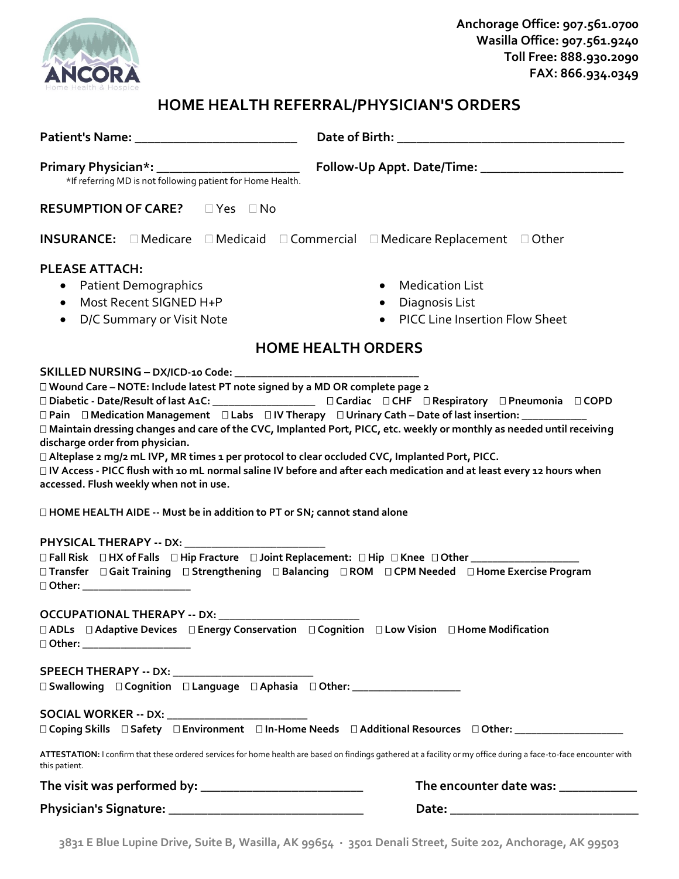ANCORA
Home Health & Hospice

**Anchorage Office: 907.561.0700**
**Wasilla Office: 907.561.9240**
**Toll Free: 888.930.2090**
**FAX: 866.934.0349**

# HOME HEALTH REFERRAL/PHYSICIAN'S ORDERS

**Patient's Name:** ________________________ **Date of Birth:** ___________________________________

**Primary Physician*:** ______________________ **Follow-Up Appt. Date/Time:** _____________________

*If referring MD is not following patient for Home Health.

**RESUMPTION OF CARE?** ☐ Yes ☐ No

**INSURANCE:** ☐ Medicare ☐ Medicaid ☐ Commercial ☐ Medicare Replacement ☐ Other

**PLEASE ATTACH:**

- Patient Demographics
- Most Recent SIGNED H+P
- D/C Summary or Visit Note
- Medication List
- Diagnosis List
- PICC Line Insertion Flow Sheet

## HOME HEALTH ORDERS

**SKILLED NURSING – DX/ICD-10 Code:** ________________________________

**☐ Wound Care – NOTE: Include latest PT note signed by a MD OR complete page 2**

**☐ Diabetic - Date/Result of last A1C:** _________________ **☐ Cardiac ☐ CHF ☐ Respiratory ☐ Pneumonia ☐ COPD**

**☐ Pain ☐ Medication Management ☐ Labs ☐ IV Therapy ☐ Urinary Cath – Date of last insertion:** ___________

**☐ Maintain dressing changes and care of the CVC, Implanted Port, PICC, etc. weekly or monthly as needed until receiving discharge order from physician.**

**☐ Alteplase 2 mg/2 mL IVP, MR times 1 per protocol to clear occluded CVC, Implanted Port, PICC.**

**☐ IV Access - PICC flush with 10 mL normal saline IV before and after each medication and at least every 12 hours when accessed. Flush weekly when not in use.**

**☐ HOME HEALTH AIDE -- Must be in addition to PT or SN; cannot stand alone**

**PHYSICAL THERAPY -- DX:** ________________________

**☐ Fall Risk ☐ HX of Falls ☐ Hip Fracture ☐ Joint Replacement: ☐ Hip ☐ Knee ☐ Other** __________________

**☐ Transfer ☐ Gait Training ☐ Strengthening ☐ Balancing ☐ ROM ☐ CPM Needed ☐ Home Exercise Program**

**☐ Other:** __________________

**OCCUPATIONAL THERAPY -- DX:** ________________________

**☐ ADLs ☐ Adaptive Devices ☐ Energy Conservation ☐ Cognition ☐ Low Vision ☐ Home Modification**

**☐ Other:** __________________

**SPEECH THERAPY -- DX:** ________________________

**☐ Swallowing ☐ Cognition ☐ Language ☐ Aphasia ☐ Other:** __________________

**SOCIAL WORKER -- DX:** ________________________

**☐ Coping Skills ☐ Safety ☐ Environment ☐ In-Home Needs ☐ Additional Resources ☐ Other:** __________________

**ATTESTATION:** I confirm that these ordered services for home health are based on findings gathered at a facility or my office during a face-to-face encounter with this patient.

**The visit was performed by:** ________________________ **The encounter date was:** ___________

**Physician's Signature:** ____________________________ **Date:** ____________________________

3831 E Blue Lupine Drive, Suite B, Wasilla, AK 99654 · 3501 Denali Street, Suite 202, Anchorage, AK 99503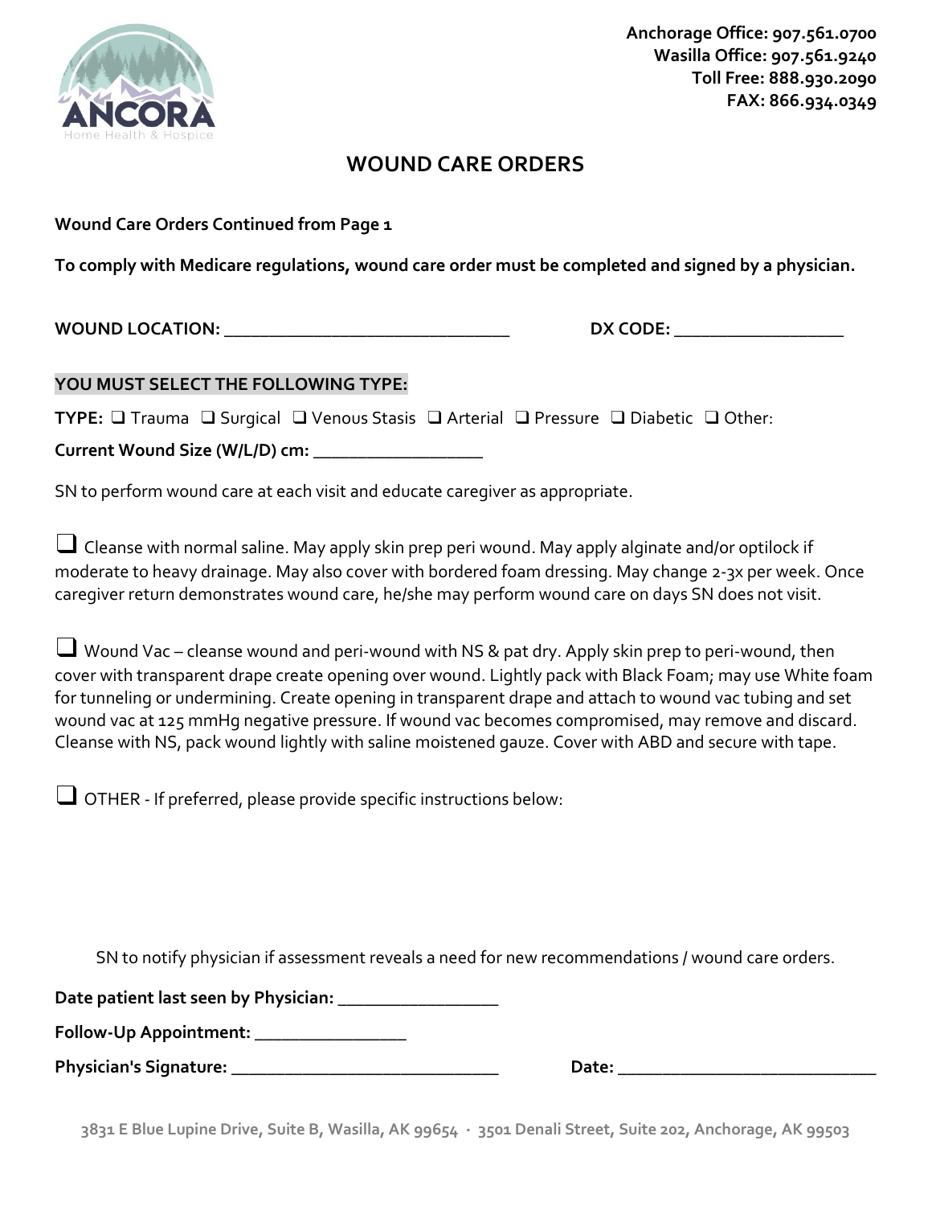Anchorage Office: 907.561.0700
Wasilla Office: 907.561.9240
Toll Free: 888.930.2090
FAX: 866.934.0349

# WOUND CARE ORDERS

**Wound Care Orders Continued from Page 1**

**To comply with Medicare regulations, wound care order must be completed and signed by a physician.**

**WOUND LOCATION:** ______________________________ **DX CODE:** __________________

**YOU MUST SELECT THE FOLLOWING TYPE:**

**TYPE:** ❑ Trauma ❑ Surgical ❑ Venous Stasis ❑ Arterial ❑ Pressure ❑ Diabetic ❑ Other:

**Current Wound Size (W/L/D) cm:** __________________

SN to perform wound care at each visit and educate caregiver as appropriate.

❑ Cleanse with normal saline. May apply skin prep peri wound. May apply alginate and/or optilock if moderate to heavy drainage. May also cover with bordered foam dressing. May change 2-3x per week. Once caregiver return demonstrates wound care, he/she may perform wound care on days SN does not visit.

❑ Wound Vac – cleanse wound and peri-wound with NS & pat dry. Apply skin prep to peri-wound, then cover with transparent drape create opening over wound. Lightly pack with Black Foam; may use White foam for tunneling or undermining. Create opening in transparent drape and attach to wound vac tubing and set wound vac at 125 mmHg negative pressure. If wound vac becomes compromised, may remove and discard. Cleanse with NS, pack wound lightly with saline moistened gauze. Cover with ABD and secure with tape.

❑ OTHER - If preferred, please provide specific instructions below:

SN to notify physician if assessment reveals a need for new recommendations / wound care orders.

**Date patient last seen by Physician:** _________________

**Follow-Up Appointment:** ________________

**Physician's Signature:** _____________________________ **Date:** ____________________________

3831 E Blue Lupine Drive, Suite B, Wasilla, AK 99654 · 3501 Denali Street, Suite 202, Anchorage, AK 99503